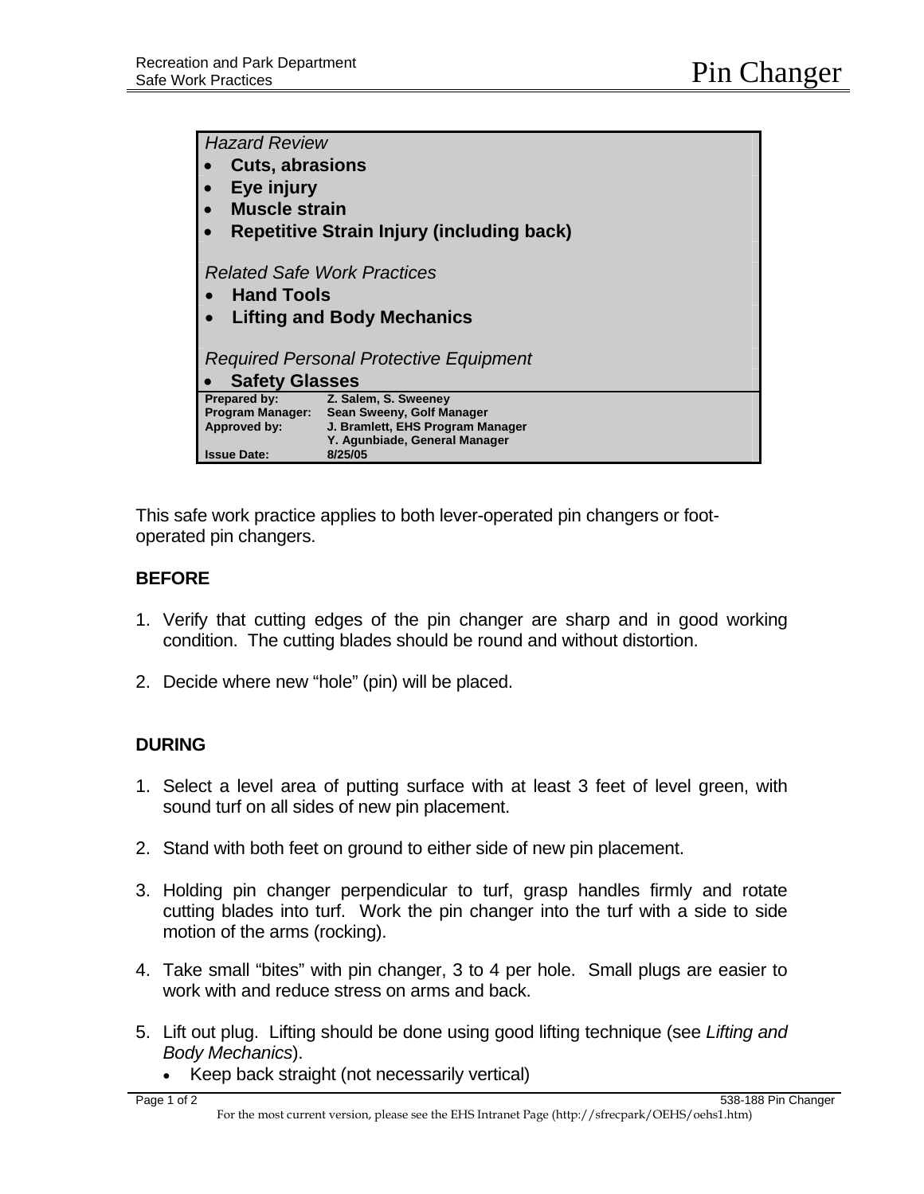# Pin Changer

*Hazard Review*
- **Cuts, abrasions**
- **Eye injury**
- **Muscle strain**
- **Repetitive Strain Injury (including back)**

*Related Safe Work Practices*
- **Hand Tools**
- **Lifting and Body Mechanics**

*Required Personal Protective Equipment*
- **Safety Glasses**

| | |
|---|---|
| **Prepared by:** | **Z. Salem, S. Sweeney** |
| **Program Manager:** | **Sean Sweeny, Golf Manager** |
| **Approved by:** | **J. Bramlett, EHS Program Manager** |
| | **Y. Agunbiade, General Manager** |
| **Issue Date:** | **8/25/05** |

This safe work practice applies to both lever-operated pin changers or foot-operated pin changers.

**BEFORE**

1. Verify that cutting edges of the pin changer are sharp and in good working condition. The cutting blades should be round and without distortion.

2. Decide where new "hole" (pin) will be placed.

**DURING**

1. Select a level area of putting surface with at least 3 feet of level green, with sound turf on all sides of new pin placement.

2. Stand with both feet on ground to either side of new pin placement.

3. Holding pin changer perpendicular to turf, grasp handles firmly and rotate cutting blades into turf. Work the pin changer into the turf with a side to side motion of the arms (rocking).

4. Take small "bites" with pin changer, 3 to 4 per hole. Small plugs are easier to work with and reduce stress on arms and back.

5. Lift out plug. Lifting should be done using good lifting technique (see *Lifting and Body Mechanics*).
   - Keep back straight (not necessarily vertical)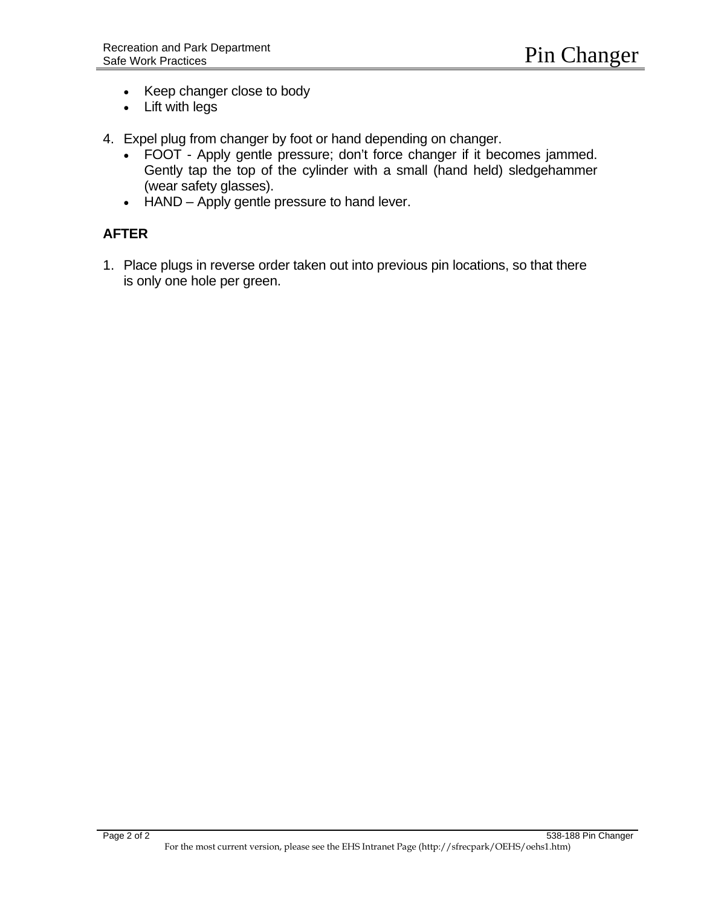- Keep changer close to body
- Lift with legs

4. Expel plug from changer by foot or hand depending on changer.
   - FOOT - Apply gentle pressure; don't force changer if it becomes jammed. Gently tap the top of the cylinder with a small (hand held) sledgehammer (wear safety glasses).
   - HAND – Apply gentle pressure to hand lever.

**AFTER**

1. Place plugs in reverse order taken out into previous pin locations, so that there is only one hole per green.